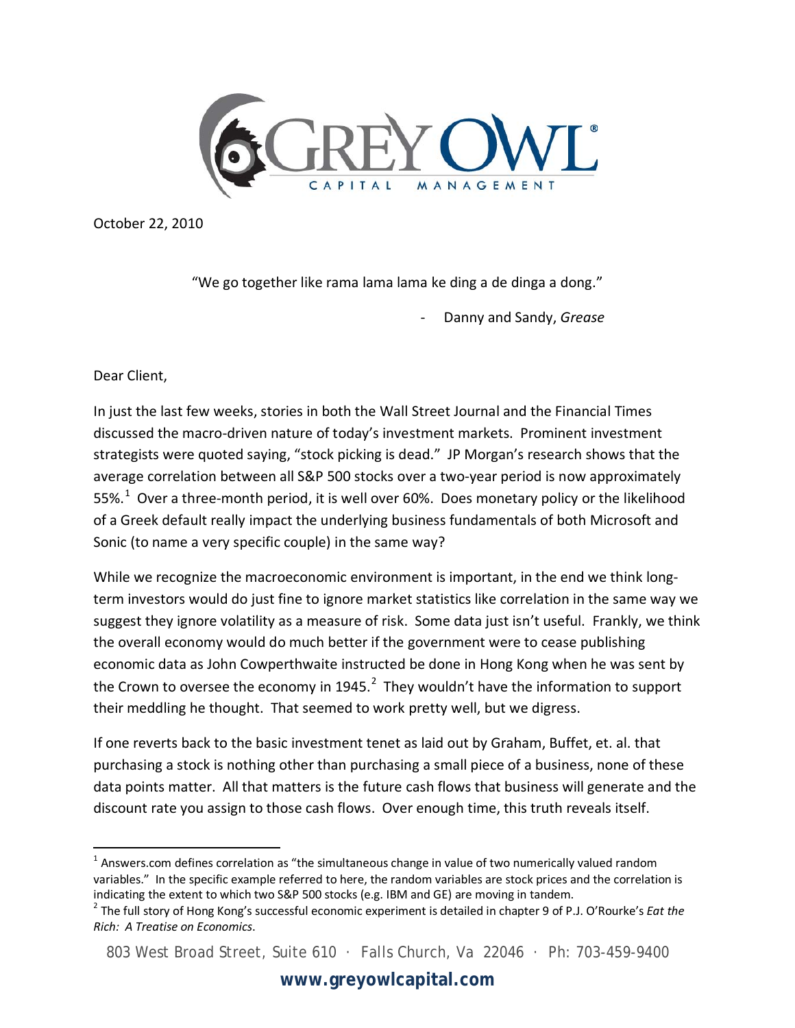October 22, 2010

"We go together like rama lama lama ke ding a de dinga a dong."

- Danny and Sandy, *Grease*

Dear Client,

In just the last few weeks, stories in both the Wall Street Journal and the Financial Times discussed the macro-driven nature of today's investment markets. Prominent investment strategists were quoted saying, "stock picking is dead." JP Morgan's research shows that the average correlation between all S&P 500 stocks over a two-year period is now approximately 55%.[1] Over a three-month period, it is well over 60%. Does monetary policy or the likelihood of a Greek default really impact the underlying business fundamentals of both Microsoft and Sonic (to name a very specific couple) in the same way?

While we recognize the macroeconomic environment is important, in the end we think long-term investors would do just fine to ignore market statistics like correlation in the same way we suggest they ignore volatility as a measure of risk. Some data just isn't useful. Frankly, we think the overall economy would do much better if the government were to cease publishing economic data as John Cowperthwaite instructed be done in Hong Kong when he was sent by the Crown to oversee the economy in 1945.[2] They wouldn't have the information to support their meddling he thought. That seemed to work pretty well, but we digress.

If one reverts back to the basic investment tenet as laid out by Graham, Buffet, et. al. that purchasing a stock is nothing other than purchasing a small piece of a business, none of these data points matter. All that matters is the future cash flows that business will generate and the discount rate you assign to those cash flows. Over enough time, this truth reveals itself.

---

[1] Answers.com defines correlation as "the simultaneous change in value of two numerically valued random variables." In the specific example referred to here, the random variables are stock prices and the correlation is indicating the extent to which two S&P 500 stocks (e.g. IBM and GE) are moving in tandem.

[2] The full story of Hong Kong's successful economic experiment is detailed in chapter 9 of P.J. O'Rourke's *Eat the Rich: A Treatise on Economics*.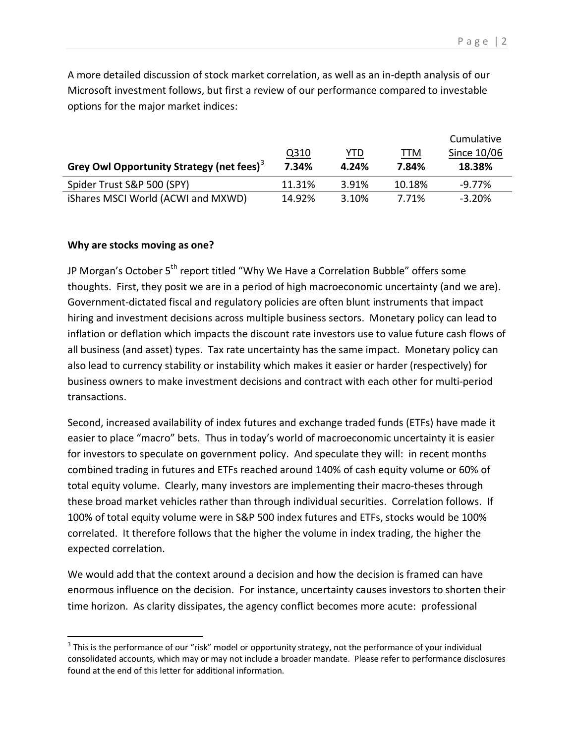A more detailed discussion of stock market correlation, as well as an in-depth analysis of our Microsoft investment follows, but first a review of our performance compared to investable options for the major market indices:

| | Q310 | YTD | TTM | Cumulative Since 10/06 |
|---|---|---|---|---|
| **Grey Owl Opportunity Strategy (net fees)**[3] | **7.34%** | **4.24%** | **7.84%** | **18.38%** |
| Spider Trust S&P 500 (SPY) | 11.31% | 3.91% | 10.18% | -9.77% |
| iShares MSCI World (ACWI and MXWD) | 14.92% | 3.10% | 7.71% | -3.20% |

**Why are stocks moving as one?**

JP Morgan's October 5th report titled "Why We Have a Correlation Bubble" offers some thoughts. First, they posit we are in a period of high macroeconomic uncertainty (and we are). Government-dictated fiscal and regulatory policies are often blunt instruments that impact hiring and investment decisions across multiple business sectors. Monetary policy can lead to inflation or deflation which impacts the discount rate investors use to value future cash flows of all business (and asset) types. Tax rate uncertainty has the same impact. Monetary policy can also lead to currency stability or instability which makes it easier or harder (respectively) for business owners to make investment decisions and contract with each other for multi-period transactions.

Second, increased availability of index futures and exchange traded funds (ETFs) have made it easier to place "macro" bets. Thus in today's world of macroeconomic uncertainty it is easier for investors to speculate on government policy. And speculate they will: in recent months combined trading in futures and ETFs reached around 140% of cash equity volume or 60% of total equity volume. Clearly, many investors are implementing their macro-theses through these broad market vehicles rather than through individual securities. Correlation follows. If 100% of total equity volume were in S&P 500 index futures and ETFs, stocks would be 100% correlated. It therefore follows that the higher the volume in index trading, the higher the expected correlation.

We would add that the context around a decision and how the decision is framed can have enormous influence on the decision. For instance, uncertainty causes investors to shorten their time horizon. As clarity dissipates, the agency conflict becomes more acute: professional

[3] This is the performance of our "risk" model or opportunity strategy, not the performance of your individual consolidated accounts, which may or may not include a broader mandate. Please refer to performance disclosures found at the end of this letter for additional information.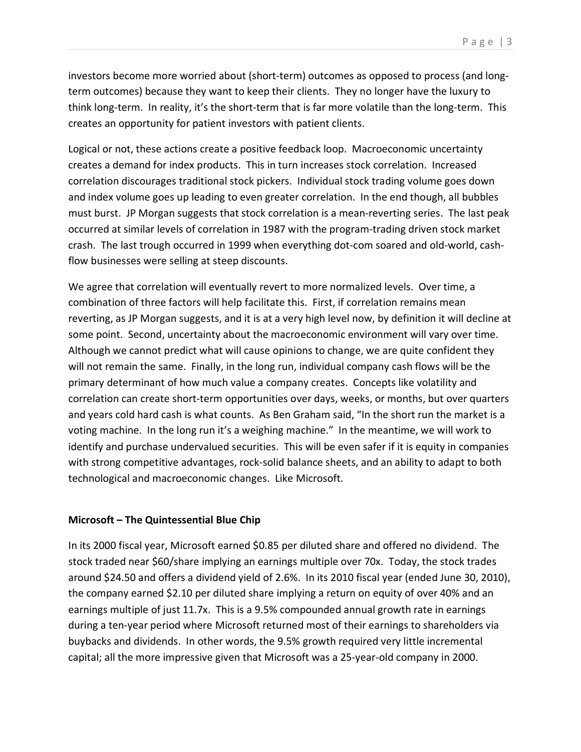investors become more worried about (short-term) outcomes as opposed to process (and long-term outcomes) because they want to keep their clients. They no longer have the luxury to think long-term. In reality, it's the short-term that is far more volatile than the long-term. This creates an opportunity for patient investors with patient clients.

Logical or not, these actions create a positive feedback loop. Macroeconomic uncertainty creates a demand for index products. This in turn increases stock correlation. Increased correlation discourages traditional stock pickers. Individual stock trading volume goes down and index volume goes up leading to even greater correlation. In the end though, all bubbles must burst. JP Morgan suggests that stock correlation is a mean-reverting series. The last peak occurred at similar levels of correlation in 1987 with the program-trading driven stock market crash. The last trough occurred in 1999 when everything dot-com soared and old-world, cash-flow businesses were selling at steep discounts.

We agree that correlation will eventually revert to more normalized levels. Over time, a combination of three factors will help facilitate this. First, if correlation remains mean reverting, as JP Morgan suggests, and it is at a very high level now, by definition it will decline at some point. Second, uncertainty about the macroeconomic environment will vary over time. Although we cannot predict what will cause opinions to change, we are quite confident they will not remain the same. Finally, in the long run, individual company cash flows will be the primary determinant of how much value a company creates. Concepts like volatility and correlation can create short-term opportunities over days, weeks, or months, but over quarters and years cold hard cash is what counts. As Ben Graham said, "In the short run the market is a voting machine. In the long run it's a weighing machine." In the meantime, we will work to identify and purchase undervalued securities. This will be even safer if it is equity in companies with strong competitive advantages, rock-solid balance sheets, and an ability to adapt to both technological and macroeconomic changes. Like Microsoft.

**Microsoft – The Quintessential Blue Chip**

In its 2000 fiscal year, Microsoft earned $0.85 per diluted share and offered no dividend. The stock traded near $60/share implying an earnings multiple over 70x. Today, the stock trades around $24.50 and offers a dividend yield of 2.6%. In its 2010 fiscal year (ended June 30, 2010), the company earned $2.10 per diluted share implying a return on equity of over 40% and an earnings multiple of just 11.7x. This is a 9.5% compounded annual growth rate in earnings during a ten-year period where Microsoft returned most of their earnings to shareholders via buybacks and dividends. In other words, the 9.5% growth required very little incremental capital; all the more impressive given that Microsoft was a 25-year-old company in 2000.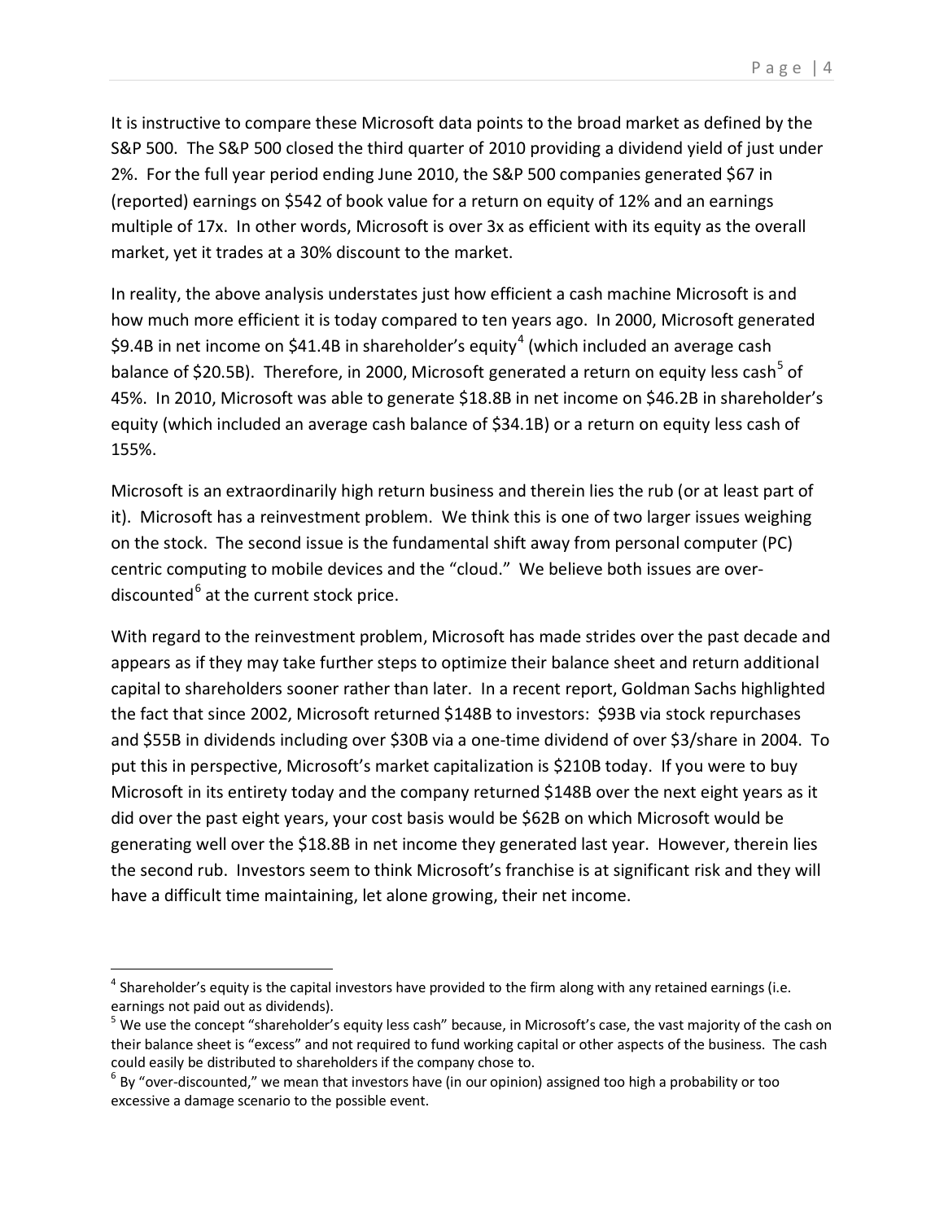It is instructive to compare these Microsoft data points to the broad market as defined by the S&P 500. The S&P 500 closed the third quarter of 2010 providing a dividend yield of just under 2%. For the full year period ending June 2010, the S&P 500 companies generated $67 in (reported) earnings on $542 of book value for a return on equity of 12% and an earnings multiple of 17x. In other words, Microsoft is over 3x as efficient with its equity as the overall market, yet it trades at a 30% discount to the market.

In reality, the above analysis understates just how efficient a cash machine Microsoft is and how much more efficient it is today compared to ten years ago. In 2000, Microsoft generated $9.4B in net income on $41.4B in shareholder's equity[4] (which included an average cash balance of $20.5B). Therefore, in 2000, Microsoft generated a return on equity less cash[5] of 45%. In 2010, Microsoft was able to generate $18.8B in net income on $46.2B in shareholder's equity (which included an average cash balance of $34.1B) or a return on equity less cash of 155%.

Microsoft is an extraordinarily high return business and therein lies the rub (or at least part of it). Microsoft has a reinvestment problem. We think this is one of two larger issues weighing on the stock. The second issue is the fundamental shift away from personal computer (PC) centric computing to mobile devices and the "cloud." We believe both issues are over-discounted[6] at the current stock price.

With regard to the reinvestment problem, Microsoft has made strides over the past decade and appears as if they may take further steps to optimize their balance sheet and return additional capital to shareholders sooner rather than later. In a recent report, Goldman Sachs highlighted the fact that since 2002, Microsoft returned $148B to investors: $93B via stock repurchases and $55B in dividends including over $30B via a one-time dividend of over $3/share in 2004. To put this in perspective, Microsoft's market capitalization is $210B today. If you were to buy Microsoft in its entirety today and the company returned $148B over the next eight years as it did over the past eight years, your cost basis would be $62B on which Microsoft would be generating well over the $18.8B in net income they generated last year. However, therein lies the second rub. Investors seem to think Microsoft's franchise is at significant risk and they will have a difficult time maintaining, let alone growing, their net income.

---

[4] Shareholder's equity is the capital investors have provided to the firm along with any retained earnings (i.e. earnings not paid out as dividends).

[5] We use the concept "shareholder's equity less cash" because, in Microsoft's case, the vast majority of the cash on their balance sheet is "excess" and not required to fund working capital or other aspects of the business. The cash could easily be distributed to shareholders if the company chose to.

[6] By "over-discounted," we mean that investors have (in our opinion) assigned too high a probability or too excessive a damage scenario to the possible event.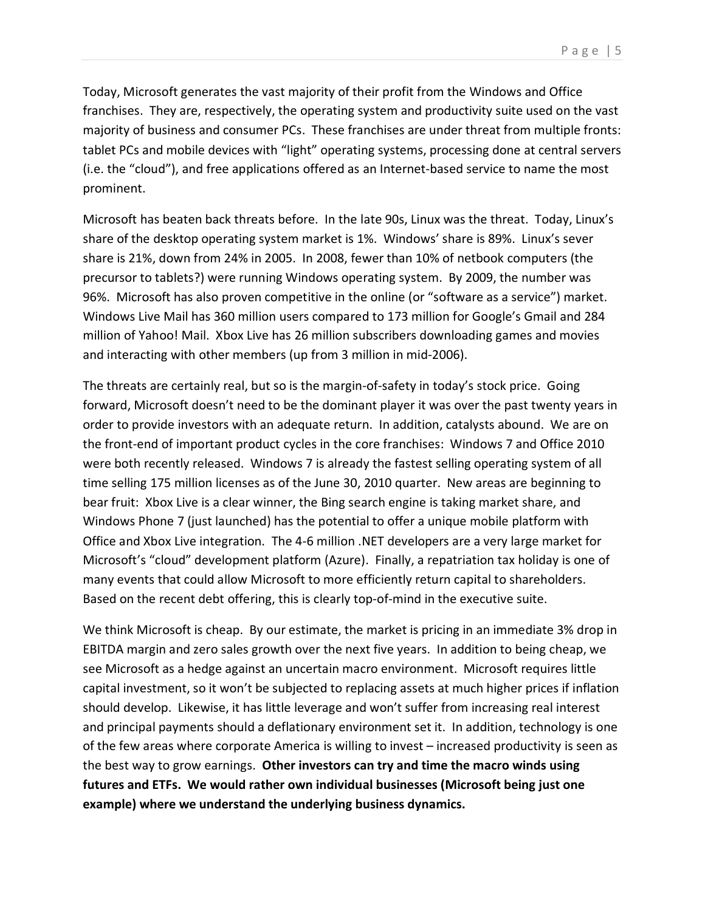Today, Microsoft generates the vast majority of their profit from the Windows and Office franchises. They are, respectively, the operating system and productivity suite used on the vast majority of business and consumer PCs. These franchises are under threat from multiple fronts: tablet PCs and mobile devices with “light” operating systems, processing done at central servers (i.e. the “cloud”), and free applications offered as an Internet-based service to name the most prominent.

Microsoft has beaten back threats before. In the late 90s, Linux was the threat. Today, Linux’s share of the desktop operating system market is 1%. Windows’ share is 89%. Linux’s sever share is 21%, down from 24% in 2005. In 2008, fewer than 10% of netbook computers (the precursor to tablets?) were running Windows operating system. By 2009, the number was 96%. Microsoft has also proven competitive in the online (or “software as a service”) market. Windows Live Mail has 360 million users compared to 173 million for Google’s Gmail and 284 million of Yahoo! Mail. Xbox Live has 26 million subscribers downloading games and movies and interacting with other members (up from 3 million in mid-2006).

The threats are certainly real, but so is the margin-of-safety in today’s stock price. Going forward, Microsoft doesn’t need to be the dominant player it was over the past twenty years in order to provide investors with an adequate return. In addition, catalysts abound. We are on the front-end of important product cycles in the core franchises: Windows 7 and Office 2010 were both recently released. Windows 7 is already the fastest selling operating system of all time selling 175 million licenses as of the June 30, 2010 quarter. New areas are beginning to bear fruit: Xbox Live is a clear winner, the Bing search engine is taking market share, and Windows Phone 7 (just launched) has the potential to offer a unique mobile platform with Office and Xbox Live integration. The 4-6 million .NET developers are a very large market for Microsoft’s “cloud” development platform (Azure). Finally, a repatriation tax holiday is one of many events that could allow Microsoft to more efficiently return capital to shareholders. Based on the recent debt offering, this is clearly top-of-mind in the executive suite.

We think Microsoft is cheap. By our estimate, the market is pricing in an immediate 3% drop in EBITDA margin and zero sales growth over the next five years. In addition to being cheap, we see Microsoft as a hedge against an uncertain macro environment. Microsoft requires little capital investment, so it won’t be subjected to replacing assets at much higher prices if inflation should develop. Likewise, it has little leverage and won’t suffer from increasing real interest and principal payments should a deflationary environment set it. In addition, technology is one of the few areas where corporate America is willing to invest – increased productivity is seen as the best way to grow earnings. **Other investors can try and time the macro winds using futures and ETFs. We would rather own individual businesses (Microsoft being just one example) where we understand the underlying business dynamics.**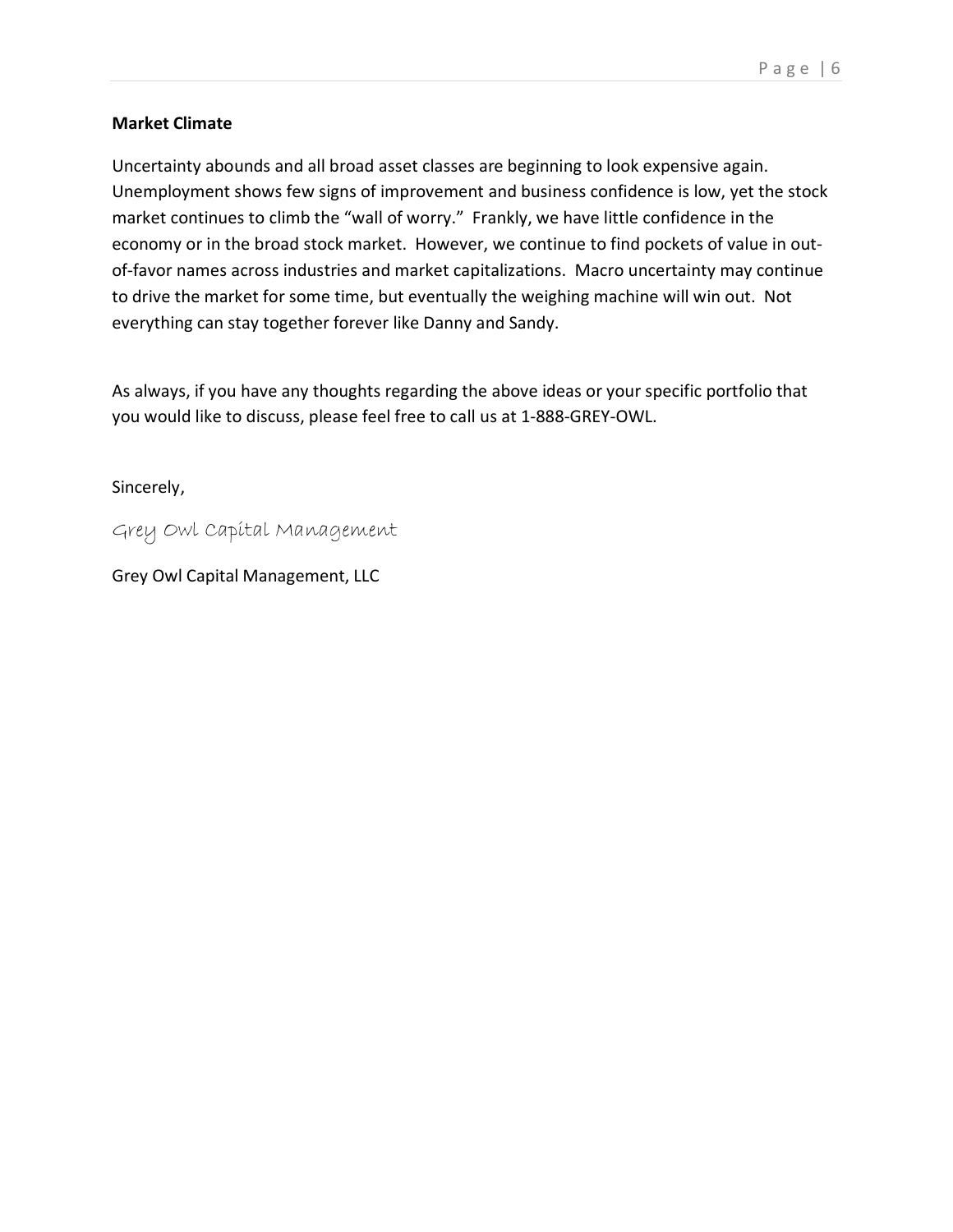**Market Climate**

Uncertainty abounds and all broad asset classes are beginning to look expensive again. Unemployment shows few signs of improvement and business confidence is low, yet the stock market continues to climb the "wall of worry." Frankly, we have little confidence in the economy or in the broad stock market. However, we continue to find pockets of value in out-of-favor names across industries and market capitalizations. Macro uncertainty may continue to drive the market for some time, but eventually the weighing machine will win out. Not everything can stay together forever like Danny and Sandy.

As always, if you have any thoughts regarding the above ideas or your specific portfolio that you would like to discuss, please feel free to call us at 1-888-GREY-OWL.

Sincerely,

*Grey Owl Capital Management*

Grey Owl Capital Management, LLC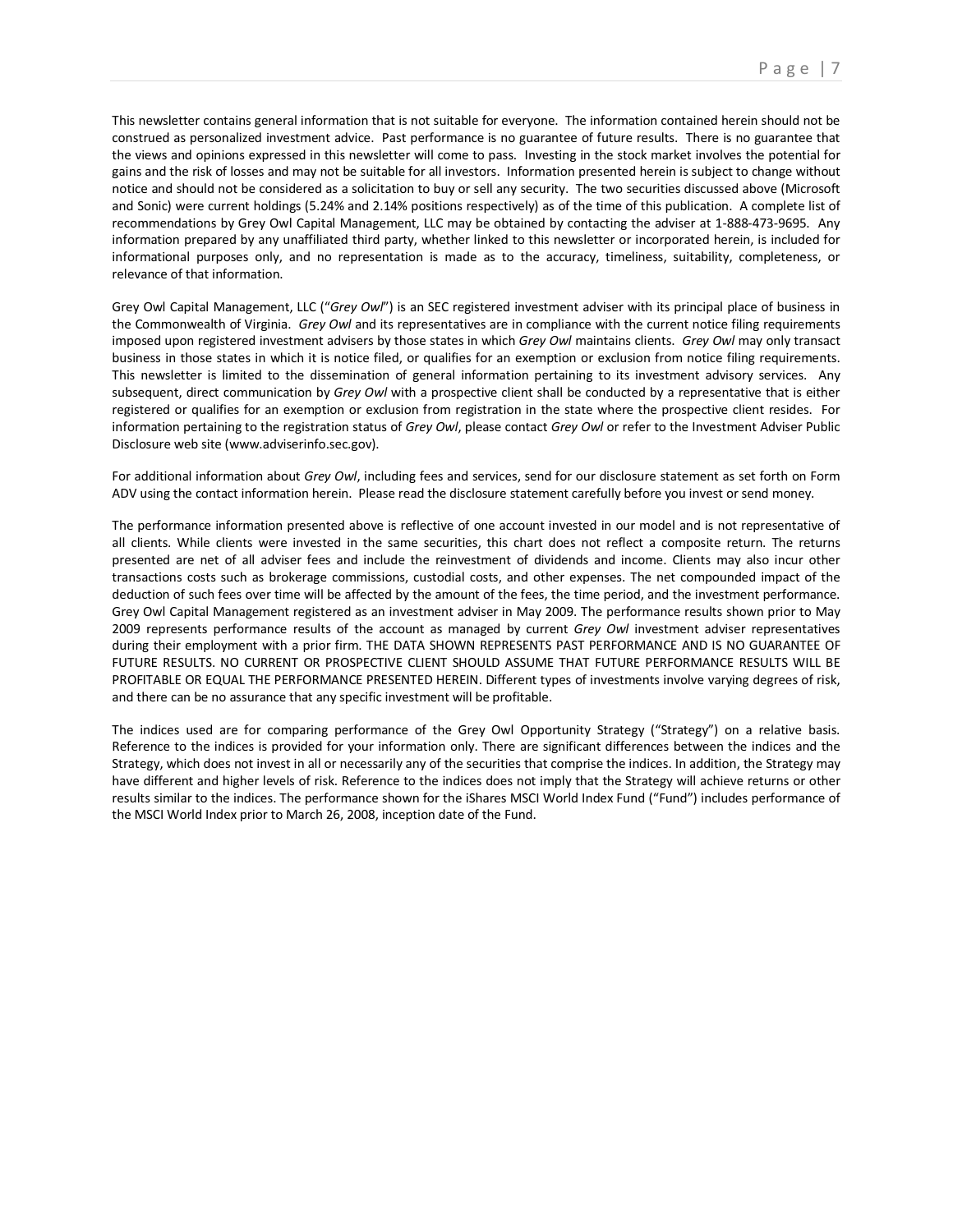This newsletter contains general information that is not suitable for everyone. The information contained herein should not be construed as personalized investment advice. Past performance is no guarantee of future results. There is no guarantee that the views and opinions expressed in this newsletter will come to pass. Investing in the stock market involves the potential for gains and the risk of losses and may not be suitable for all investors. Information presented herein is subject to change without notice and should not be considered as a solicitation to buy or sell any security. The two securities discussed above (Microsoft and Sonic) were current holdings (5.24% and 2.14% positions respectively) as of the time of this publication. A complete list of recommendations by Grey Owl Capital Management, LLC may be obtained by contacting the adviser at 1-888-473-9695. Any information prepared by any unaffiliated third party, whether linked to this newsletter or incorporated herein, is included for informational purposes only, and no representation is made as to the accuracy, timeliness, suitability, completeness, or relevance of that information.

Grey Owl Capital Management, LLC ("*Grey Owl*") is an SEC registered investment adviser with its principal place of business in the Commonwealth of Virginia. *Grey Owl* and its representatives are in compliance with the current notice filing requirements imposed upon registered investment advisers by those states in which *Grey Owl* maintains clients. *Grey Owl* may only transact business in those states in which it is notice filed, or qualifies for an exemption or exclusion from notice filing requirements. This newsletter is limited to the dissemination of general information pertaining to its investment advisory services. Any subsequent, direct communication by *Grey Owl* with a prospective client shall be conducted by a representative that is either registered or qualifies for an exemption or exclusion from registration in the state where the prospective client resides. For information pertaining to the registration status of *Grey Owl*, please contact *Grey Owl* or refer to the Investment Adviser Public Disclosure web site (www.adviserinfo.sec.gov).

For additional information about *Grey Owl*, including fees and services, send for our disclosure statement as set forth on Form ADV using the contact information herein. Please read the disclosure statement carefully before you invest or send money.

The performance information presented above is reflective of one account invested in our model and is not representative of all clients. While clients were invested in the same securities, this chart does not reflect a composite return. The returns presented are net of all adviser fees and include the reinvestment of dividends and income. Clients may also incur other transactions costs such as brokerage commissions, custodial costs, and other expenses. The net compounded impact of the deduction of such fees over time will be affected by the amount of the fees, the time period, and the investment performance. Grey Owl Capital Management registered as an investment adviser in May 2009. The performance results shown prior to May 2009 represents performance results of the account as managed by current *Grey Owl* investment adviser representatives during their employment with a prior firm. THE DATA SHOWN REPRESENTS PAST PERFORMANCE AND IS NO GUARANTEE OF FUTURE RESULTS. NO CURRENT OR PROSPECTIVE CLIENT SHOULD ASSUME THAT FUTURE PERFORMANCE RESULTS WILL BE PROFITABLE OR EQUAL THE PERFORMANCE PRESENTED HEREIN. Different types of investments involve varying degrees of risk, and there can be no assurance that any specific investment will be profitable.

The indices used are for comparing performance of the Grey Owl Opportunity Strategy ("Strategy") on a relative basis. Reference to the indices is provided for your information only. There are significant differences between the indices and the Strategy, which does not invest in all or necessarily any of the securities that comprise the indices. In addition, the Strategy may have different and higher levels of risk. Reference to the indices does not imply that the Strategy will achieve returns or other results similar to the indices. The performance shown for the iShares MSCI World Index Fund ("Fund") includes performance of the MSCI World Index prior to March 26, 2008, inception date of the Fund.